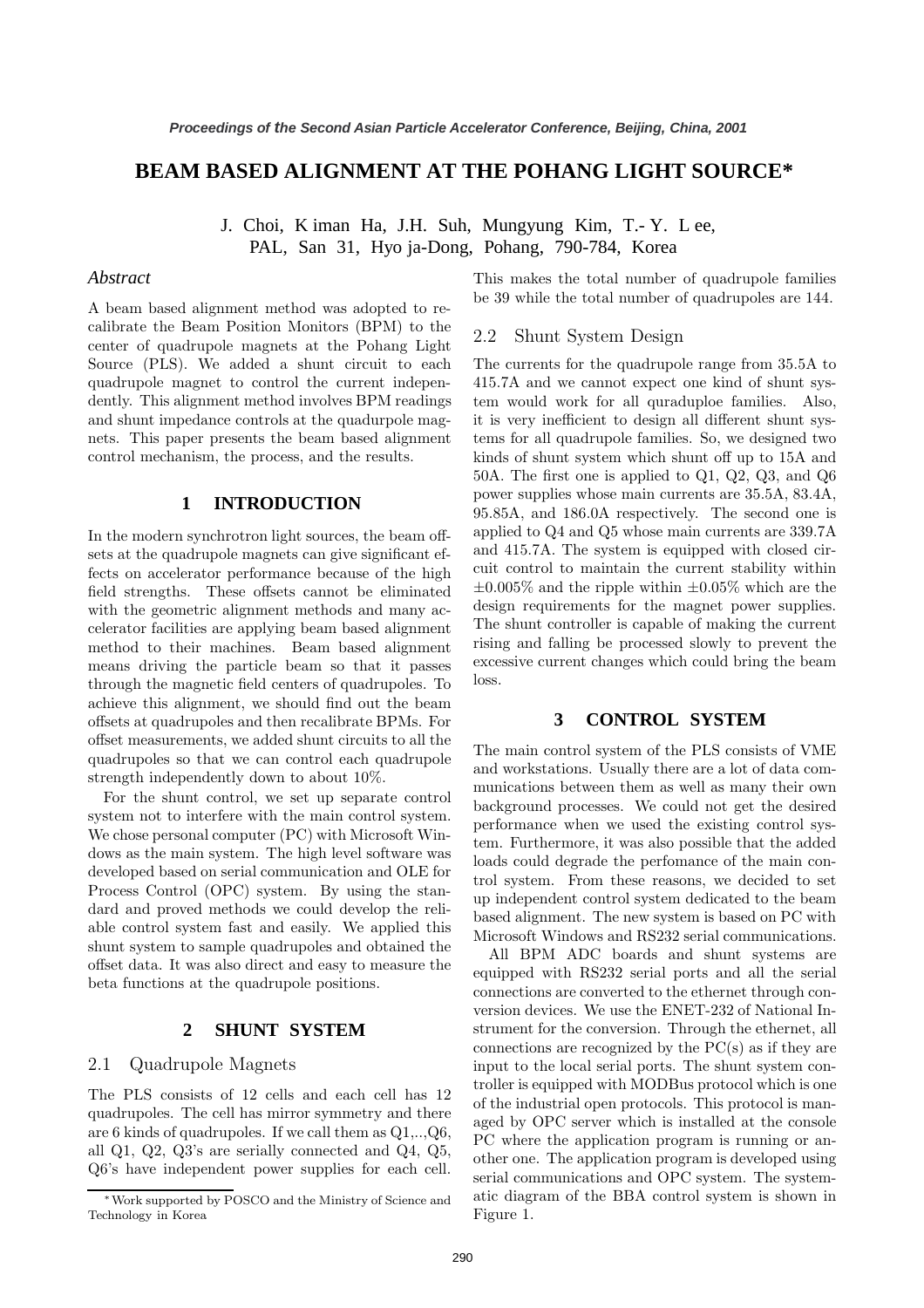# BEAM BASED ALIGNMENT AT THE POHANG LIGHT SOURCE*

J. Choi, K iman Ha, J.H. Suh, Mungyung Kim, T.- Y. L ee,
PAL, San 31, Hyo ja-Dong, Pohang, 790-784, Korea

### *Abstract*

A beam based alignment method was adopted to recalibrate the Beam Position Monitors (BPM) to the center of quadrupole magnets at the Pohang Light Source (PLS). We added a shunt circuit to each quadrupole magnet to control the current independently. This alignment method involves BPM readings and shunt impedance controls at the quadurpole magnets. This paper presents the beam based alignment control mechanism, the process, and the results.

## 1 INTRODUCTION

In the modern synchrotron light sources, the beam offsets at the quadrupole magnets can give significant effects on accelerator performance because of the high field strengths. These offsets cannot be eliminated with the geometric alignment methods and many accelerator facilities are applying beam based alignment method to their machines. Beam based alignment means driving the particle beam so that it passes through the magnetic field centers of quadrupoles. To achieve this alignment, we should find out the beam offsets at quadrupoles and then recalibrate BPMs. For offset measurements, we added shunt circuits to all the quadrupoles so that we can control each quadrupole strength independently down to about 10%.

For the shunt control, we set up separate control system not to interfere with the main control system. We chose personal computer (PC) with Microsoft Windows as the main system. The high level software was developed based on serial communication and OLE for Process Control (OPC) system. By using the standard and proved methods we could develop the reliable control system fast and easily. We applied this shunt system to sample quadrupoles and obtained the offset data. It was also direct and easy to measure the beta functions at the quadrupole positions.

## 2 SHUNT SYSTEM

### 2.1 Quadrupole Magnets

The PLS consists of 12 cells and each cell has 12 quadrupoles. The cell has mirror symmetry and there are 6 kinds of quadrupoles. If we call them as Q1,..,Q6, all Q1, Q2, Q3's are serially connected and Q4, Q5, Q6's have independent power supplies for each cell. This makes the total number of quadrupole families be 39 while the total number of quadrupoles are 144.

### 2.2 Shunt System Design

The currents for the quadrupole range from 35.5A to 415.7A and we cannot expect one kind of shunt system would work for all quradupoloe families. Also, it is very inefficient to design all different shunt systems for all quadrupole families. So, we designed two kinds of shunt system which shunt off up to 15A and 50A. The first one is applied to Q1, Q2, Q3, and Q6 power supplies whose main currents are 35.5A, 83.4A, 95.85A, and 186.0A respectively. The second one is applied to Q4 and Q5 whose main currents are 339.7A and 415.7A. The system is equipped with closed circuit control to maintain the current stability within $\pm 0.005\%$ and the ripple within $\pm 0.05\%$ which are the design requirements for the magnet power supplies. The shunt controller is capable of making the current rising and falling be processed slowly to prevent the excessive current changes which could bring the beam loss.

## 3 CONTROL SYSTEM

The main control system of the PLS consists of VME and workstations. Usually there are a lot of data communications between them as well as many their own background processes. We could not get the desired performance when we used the existing control system. Furthermore, it was also possible that the added loads could degrade the perfomance of the main control system. From these reasons, we decided to set up independent control system dedicated to the beam based alignment. The new system is based on PC with Microsoft Windows and RS232 serial communications.

All BPM ADC boards and shunt systems are equipped with RS232 serial ports and all the serial connections are converted to the ethernet through conversion devices. We use the ENET-232 of National Instrument for the conversion. Through the ethernet, all connections are recognized by the PC(s) as if they are input to the local serial ports. The shunt system controller is equipped with MODBus protocol which is one of the industrial open protocols. This protocol is managed by OPC server which is installed at the console PC where the application program is running or another one. The application program is developed using serial communications and OPC system. The systematic diagram of the BBA control system is shown in Figure 1.

*Work supported by POSCO and the Ministry of Science and Technology in Korea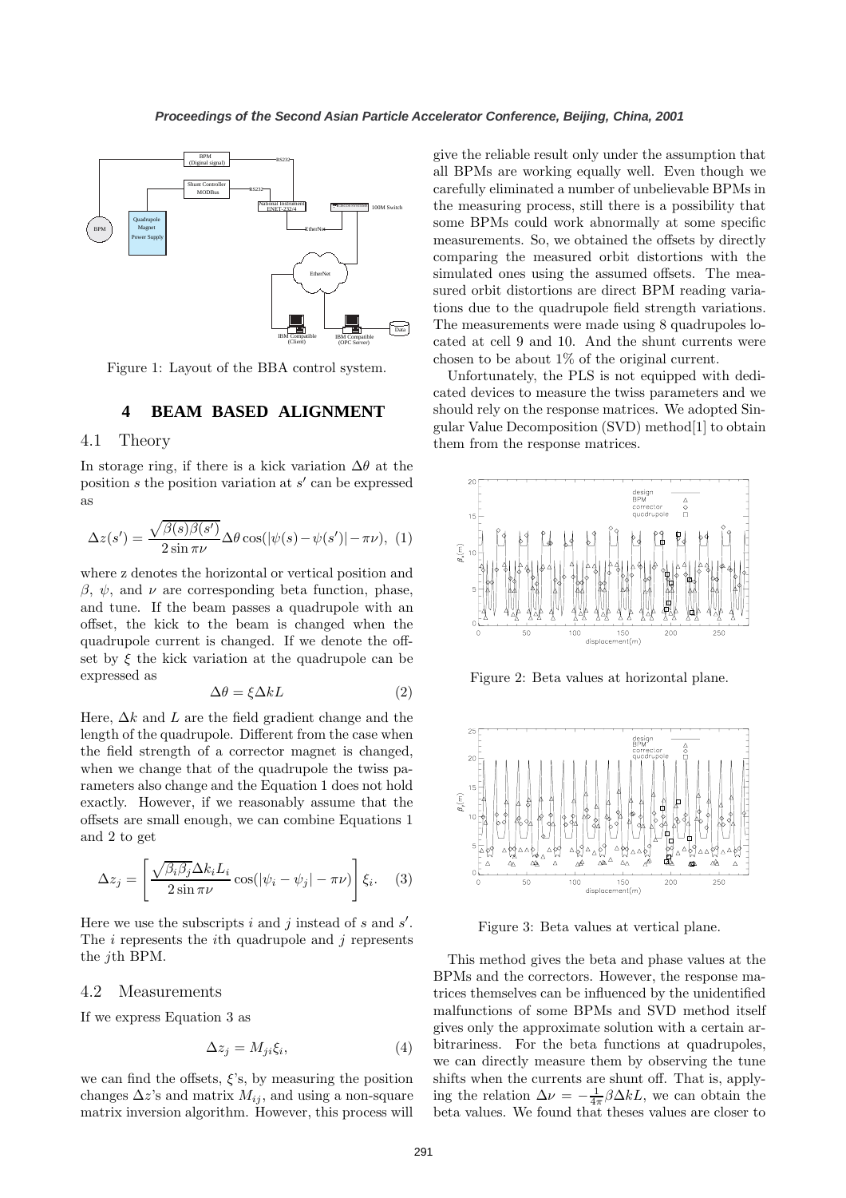Figure 1: Layout of the BBA control system.

## 4 BEAM BASED ALIGNMENT

### 4.1 Theory

In storage ring, if there is a kick variation $\Delta\theta$ at the position $s$ the position variation at $s'$ can be expressed as

$$\Delta z(s') = \frac{\sqrt{\beta(s)\beta(s')}}{2\sin\pi\nu}\Delta\theta\cos(|\psi(s)-\psi(s')|-\pi\nu), \quad (1)$$

where z denotes the horizontal or vertical position and $\beta$, $\psi$, and $\nu$ are corresponding beta function, phase, and tune. If the beam passes a quadrupole with an offset, the kick to the beam is changed when the quadrupole current is changed. If we denote the offset by $\xi$ the kick variation at the quadrupole can be expressed as

$$\Delta\theta = \xi\Delta kL \quad (2)$$

Here, $\Delta k$ and $L$ are the field gradient change and the length of the quadrupole. Different from the case when the field strength of a corrector magnet is changed, when we change that of the quadrupole the twiss parameters also change and the Equation 1 does not hold exactly. However, if we reasonably assume that the offsets are small enough, we can combine Equations 1 and 2 to get

$$\Delta z_j = \left[\frac{\sqrt{\beta_i\beta_j}\Delta k_i L_i}{2\sin\pi\nu}\cos(|\psi_i-\psi_j|-\pi\nu)\right]\xi_i. \quad (3)$$

Here we use the subscripts $i$ and $j$ instead of $s$ and $s'$. The $i$ represents the $i$th quadrupole and $j$ represents the $j$th BPM.

### 4.2 Measurements

If we express Equation 3 as

$$\Delta z_j = M_{ji}\xi_i, \quad (4)$$

we can find the offsets, $\xi$'s, by measuring the position changes $\Delta z$'s and matrix $M_{ij}$, and using a non-square matrix inversion algorithm. However, this process will give the reliable result only under the assumption that all BPMs are working equally well. Even though we carefully eliminated a number of unbelievable BPMs in the measuring process, still there is a possibility that some BPMs could work abnormally at some specific measurements. So, we obtained the offsets by directly comparing the measured orbit distortions with the simulated ones using the assumed offsets. The measured orbit distortions are direct BPM reading variations due to the quadrupole field strength variations. The measurements were made using 8 quadrupoles located at cell 9 and 10. And the shunt currents were chosen to be about 1% of the original current.

Unfortunately, the PLS is not equipped with dedicated devices to measure the twiss parameters and we should rely on the response matrices. We adopted Singular Value Decomposition (SVD) method[1] to obtain them from the response matrices.

Figure 2: Beta values at horizontal plane.

Figure 3: Beta values at vertical plane.

This method gives the beta and phase values at the BPMs and the correctors. However, the response matrices themselves can be influenced by the unidentified malfunctions of some BPMs and SVD method itself gives only the approximate solution with a certain arbitrariness. For the beta functions at quadrupoles, we can directly measure them by observing the tune shifts when the currents are shunt off. That is, applying the relation $\Delta\nu = -\frac{1}{4\pi}\beta\Delta kL$, we can obtain the beta values. We found that theses values are closer to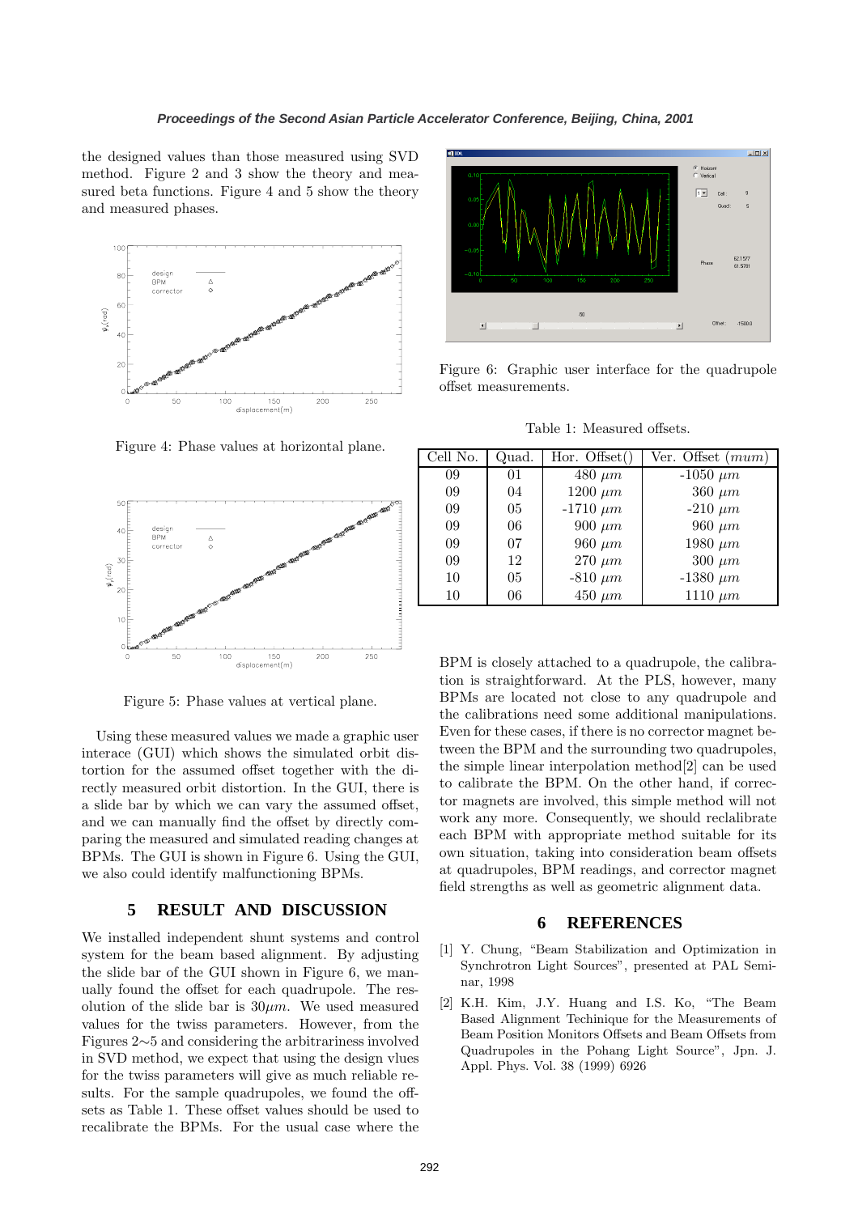the designed values than those measured using SVD method. Figure 2 and 3 show the theory and measured beta functions. Figure 4 and 5 show the theory and measured phases.

design
BPM
corrector
$\psi_x$(rad)
displacement(m)

Figure 4: Phase values at horizontal plane.

design
BPM
corrector
$\psi_y$(rad)
displacement(m)

Figure 5: Phase values at vertical plane.

Using these measured values we made a graphic user interace (GUI) which shows the simulated orbit distortion for the assumed offset together with the directly measured orbit distortion. In the GUI, there is a slide bar by which we can vary the assumed offset, and we can manually find the offset by directly comparing the measured and simulated reading changes at BPMs. The GUI is shown in Figure 6. Using the GUI, we also could identify malfunctioning BPMs.

Figure 6: Graphic user interface for the quadrupole offset measurements.

Table 1: Measured offsets.

| Cell No. | Quad. | Hor. Offset() | Ver. Offset ($mum$) |
|---|---|---|---|
| 09 | 01 | 480 $\mu m$ | -1050 $\mu m$ |
| 09 | 04 | 1200 $\mu m$ | 360 $\mu m$ |
| 09 | 05 | -1710 $\mu m$ | -210 $\mu m$ |
| 09 | 06 | 900 $\mu m$ | 960 $\mu m$ |
| 09 | 07 | 960 $\mu m$ | 1980 $\mu m$ |
| 09 | 12 | 270 $\mu m$ | 300 $\mu m$ |
| 10 | 05 | -810 $\mu m$ | -1380 $\mu m$ |
| 10 | 06 | 450 $\mu m$ | 1110 $\mu m$ |

## 5 RESULT AND DISCUSSION

We installed independent shunt systems and control system for the beam based alignment. By adjusting the slide bar of the GUI shown in Figure 6, we manually found the offset for each quadrupole. The resolution of the slide bar is $30\mu m$. We used measured values for the twiss parameters. However, from the Figures 2∼5 and considering the arbitrariness involved in SVD method, we expect that using the design vlues for the twiss parameters will give as much reliable results. For the sample quadrupoles, we found the offsets as Table 1. These offset values should be used to recalibrate the BPMs. For the usual case where the BPM is closely attached to a quadrupole, the calibration is straightforward. At the PLS, however, many BPMs are located not close to any quadrupole and the calibrations need some additional manipulations. Even for these cases, if there is no corrector magnet between the BPM and the surrounding two quadrupoles, the simple linear interpolation method[2] can be used to calibrate the BPM. On the other hand, if corrector magnets are involved, this simple method will not work any more. Consequently, we should reclalibrate each BPM with appropriate method suitable for its own situation, taking into consideration beam offsets at quadrupoles, BPM readings, and corrector magnet field strengths as well as geometric alignment data.

## 6 REFERENCES

[1] Y. Chung, "Beam Stabilization and Optimization in Synchrotron Light Sources", presented at PAL Seminar, 1998

[2] K.H. Kim, J.Y. Huang and I.S. Ko, "The Beam Based Alignment Techinique for the Measurements of Beam Position Monitors Offsets and Beam Offsets from Quadrupoles in the Pohang Light Source", Jpn. J. Appl. Phys. Vol. 38 (1999) 6926